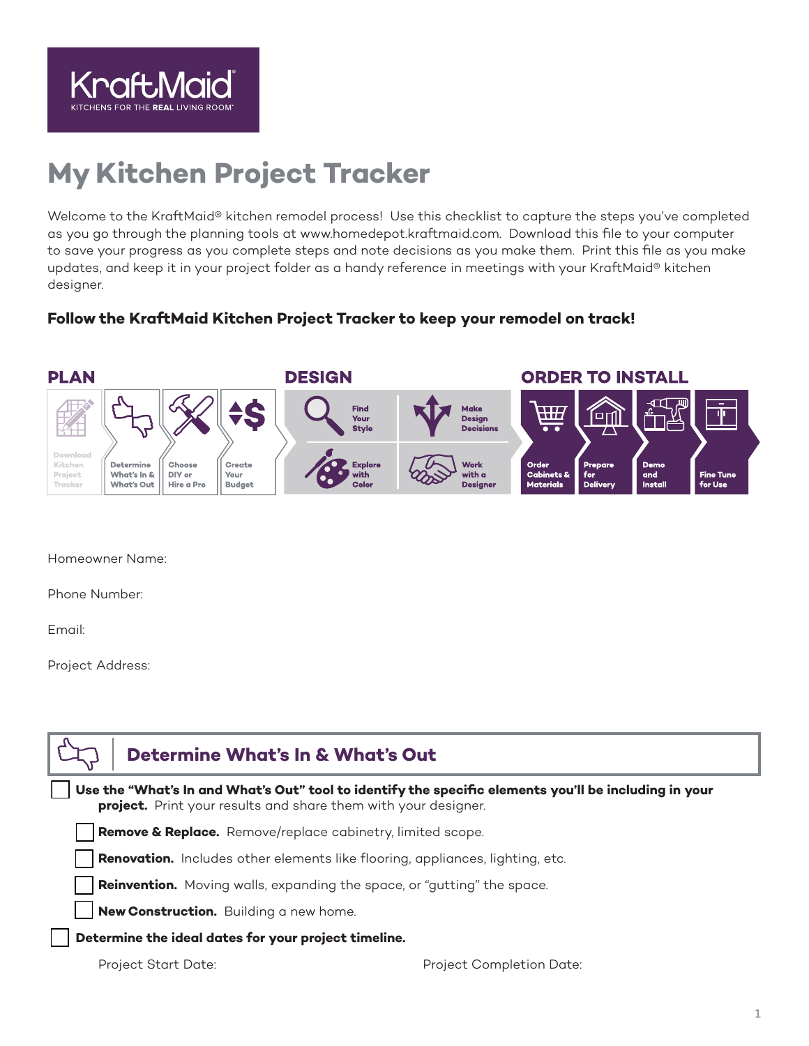KraftMaid

KITCHENS FOR THE **REAL** LIVING ROOM

# My Kitchen Project Tracker

Welcome to the KraftMaid® kitchen remodel process! Use this checklist to capture the steps you've completed as you go through the planning tools at www.homedepot.kraftmaid.com. Download this file to your computer to save your progress as you complete steps and note decisions as you make them. Print this file as you make updates, and keep it in your project folder as a handy reference in meetings with your KraftMaid® kitchen designer.

**Follow the KraftMaid Kitchen Project Tracker to keep your remodel on track!**

**PLAN**
- Download Kitchen Project Tracker
- Determine What's In & What's Out
- Choose DIY or Hire a Pro
- Create Your Budget

**DESIGN**
- Find Your Style
- Make Design Decisions
- Explore with Color
- Work with a Designer

**ORDER TO INSTALL**
- Order Cabinets & Materials
- Prepare for Delivery
- Demo and Install
- Fine Tune for Use

Homeowner Name:

Phone Number:

Email:

Project Address:

## Determine What's In & What's Out

- [ ] **Use the "What's In and What's Out" tool to identify the specific elements you'll be including in your project.** Print your results and share them with your designer.
  - [ ] **Remove & Replace.** Remove/replace cabinetry, limited scope.
  - [ ] **Renovation.** Includes other elements like flooring, appliances, lighting, etc.
  - [ ] **Reinvention.** Moving walls, expanding the space, or "gutting" the space.
  - [ ] **New Construction.** Building a new home.
- [ ] **Determine the ideal dates for your project timeline.**

Project Start Date: Project Completion Date: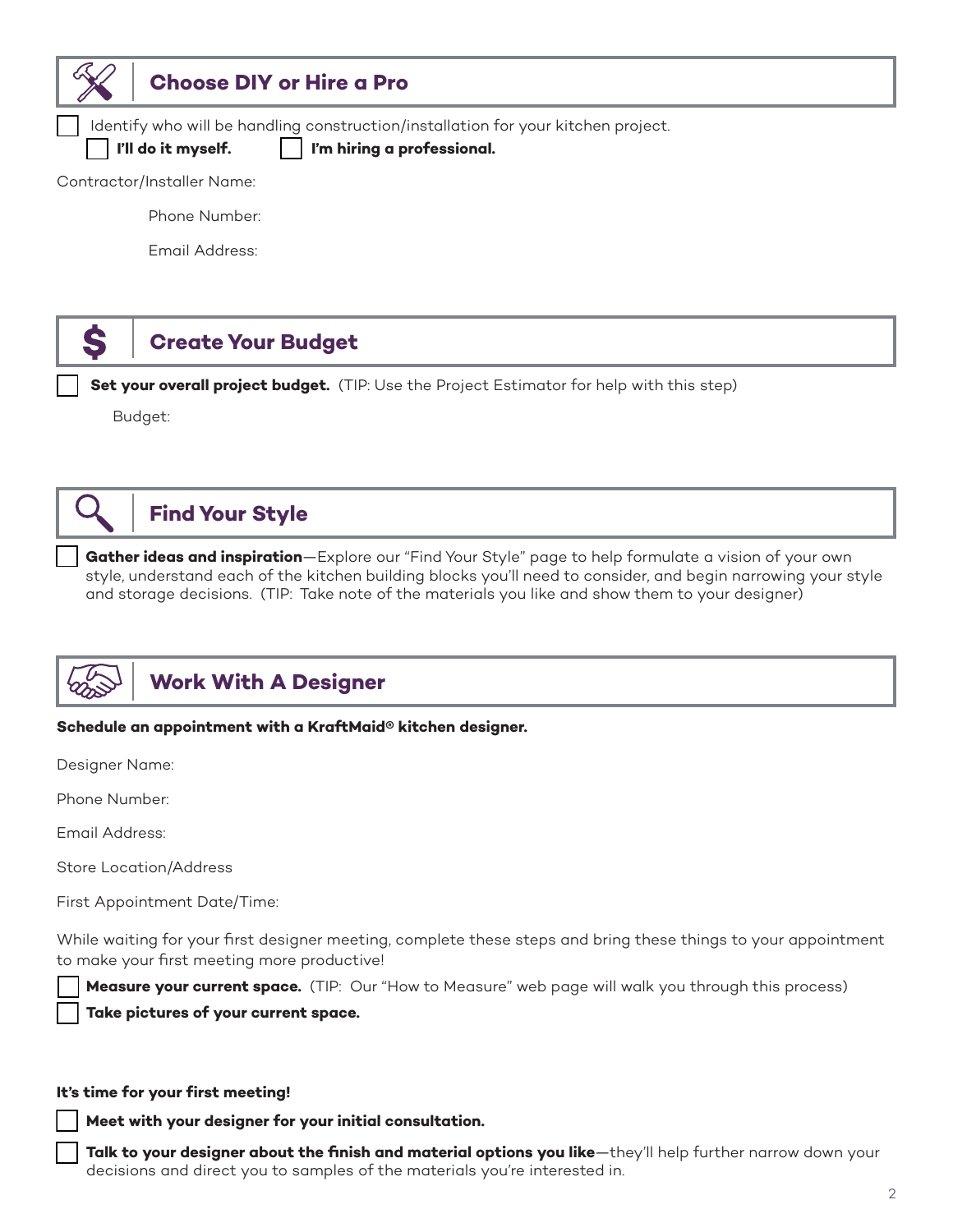## Choose DIY or Hire a Pro

- [ ] Identify who will be handling construction/installation for your kitchen project.
  - [ ] **I'll do it myself.**
  - [ ] **I'm hiring a professional.**

Contractor/Installer Name:

Phone Number:

Email Address:

## Create Your Budget

- [ ] **Set your overall project budget.** (TIP: Use the Project Estimator for help with this step)

Budget:

## Find Your Style

- [ ] **Gather ideas and inspiration**—Explore our "Find Your Style" page to help formulate a vision of your own style, understand each of the kitchen building blocks you'll need to consider, and begin narrowing your style and storage decisions. (TIP: Take note of the materials you like and show them to your designer)

## Work With A Designer

**Schedule an appointment with a KraftMaid® kitchen designer.**

Designer Name:

Phone Number:

Email Address:

Store Location/Address

First Appointment Date/Time:

While waiting for your first designer meeting, complete these steps and bring these things to your appointment to make your first meeting more productive!

- [ ] **Measure your current space.** (TIP: Our "How to Measure" web page will walk you through this process)
- [ ] **Take pictures of your current space.**

**It's time for your first meeting!**

- [ ] **Meet with your designer for your initial consultation.**
- [ ] **Talk to your designer about the finish and material options you like**—they'll help further narrow down your decisions and direct you to samples of the materials you're interested in.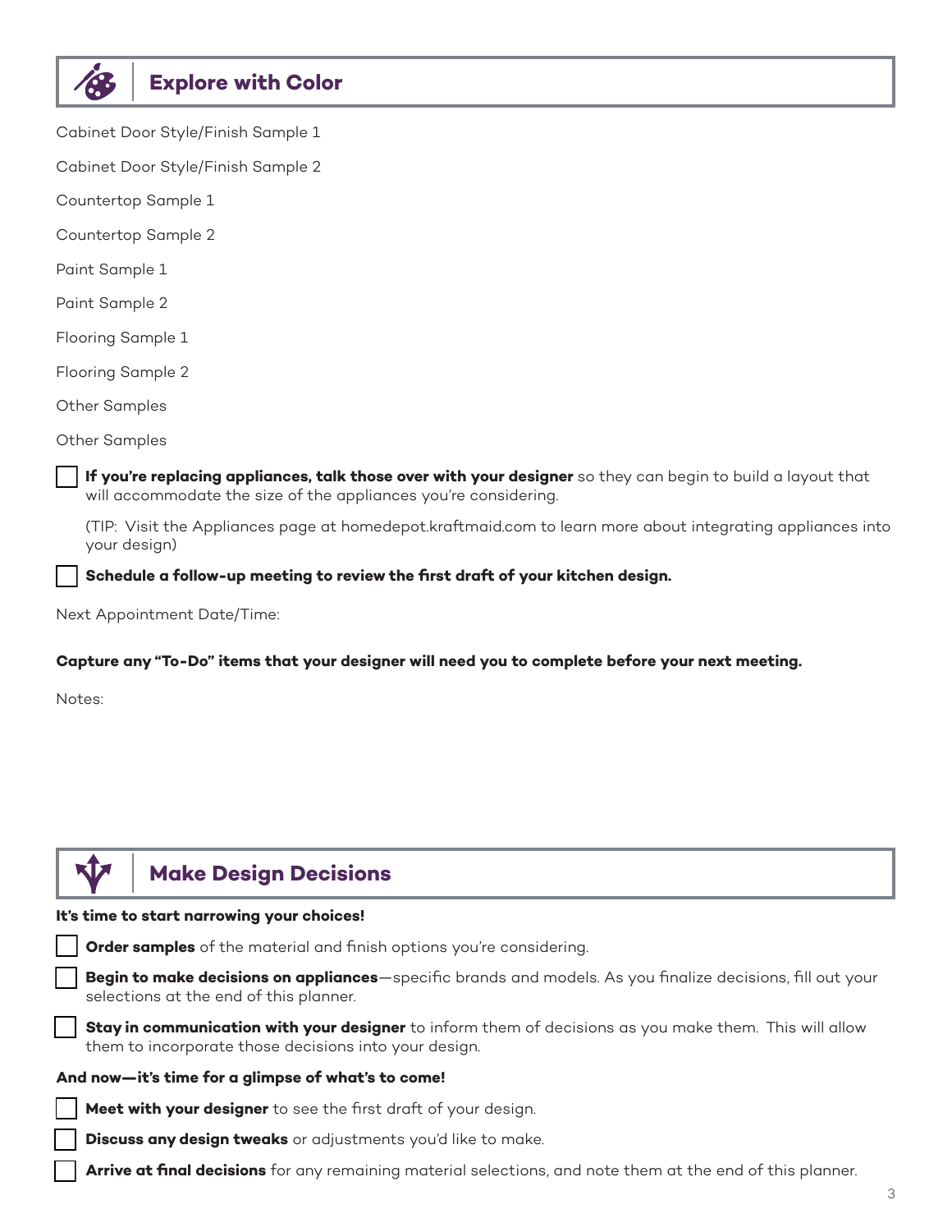## Explore with Color

Cabinet Door Style/Finish Sample 1

Cabinet Door Style/Finish Sample 2

Countertop Sample 1

Countertop Sample 2

Paint Sample 1

Paint Sample 2

Flooring Sample 1

Flooring Sample 2

Other Samples

Other Samples

- [ ] **If you're replacing appliances, talk those over with your designer** so they can begin to build a layout that will accommodate the size of the appliances you're considering.

  (TIP: Visit the Appliances page at homedepot.kraftmaid.com to learn more about integrating appliances into your design)

- [ ] **Schedule a follow-up meeting to review the first draft of your kitchen design.**

Next Appointment Date/Time:

**Capture any "To-Do" items that your designer will need you to complete before your next meeting.**

Notes:

## Make Design Decisions

**It's time to start narrowing your choices!**

- [ ] **Order samples** of the material and finish options you're considering.
- [ ] **Begin to make decisions on appliances**—specific brands and models. As you finalize decisions, fill out your selections at the end of this planner.
- [ ] **Stay in communication with your designer** to inform them of decisions as you make them. This will allow them to incorporate those decisions into your design.

**And now—it's time for a glimpse of what's to come!**

- [ ] **Meet with your designer** to see the first draft of your design.
- [ ] **Discuss any design tweaks** or adjustments you'd like to make.
- [ ] **Arrive at final decisions** for any remaining material selections, and note them at the end of this planner.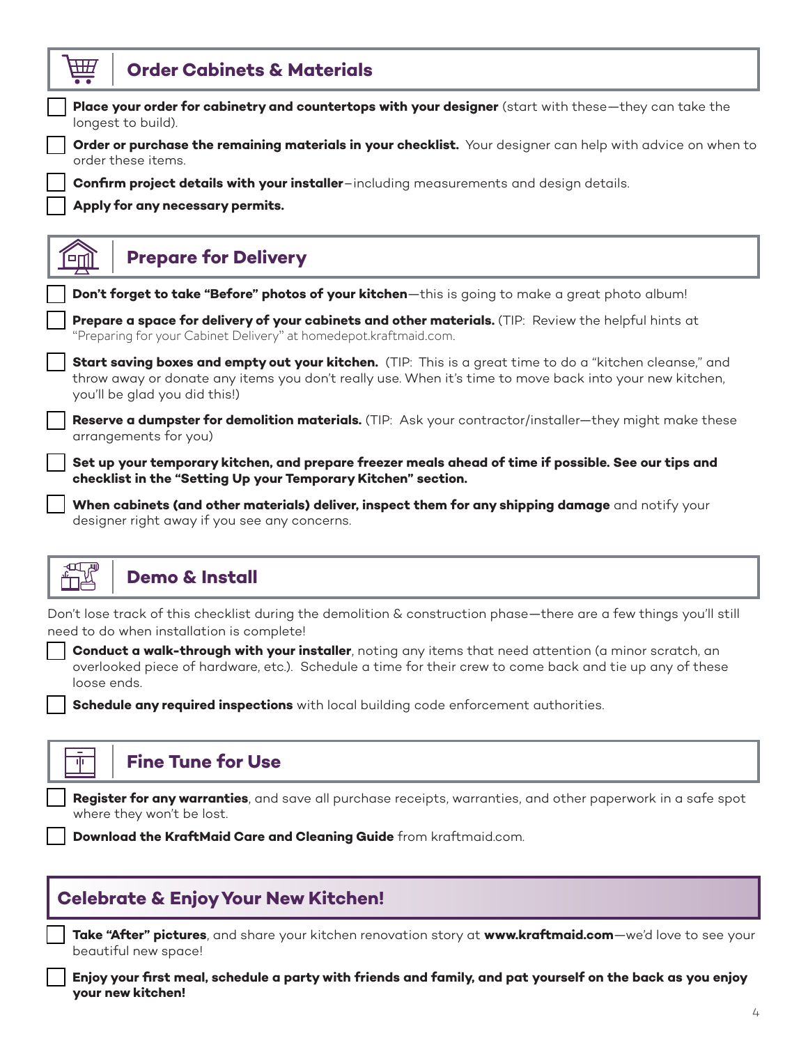## Order Cabinets & Materials

- [ ] **Place your order for cabinetry and countertops with your designer** (start with these—they can take the longest to build).
- [ ] **Order or purchase the remaining materials in your checklist.** Your designer can help with advice on when to order these items.
- [ ] **Confirm project details with your installer**–including measurements and design details.
- [ ] **Apply for any necessary permits.**

## Prepare for Delivery

- [ ] **Don't forget to take "Before" photos of your kitchen**—this is going to make a great photo album!
- [ ] **Prepare a space for delivery of your cabinets and other materials.** (TIP: Review the helpful hints at "Preparing for your Cabinet Delivery" at homedepot.kraftmaid.com.
- [ ] **Start saving boxes and empty out your kitchen.** (TIP: This is a great time to do a "kitchen cleanse," and throw away or donate any items you don't really use. When it's time to move back into your new kitchen, you'll be glad you did this!)
- [ ] **Reserve a dumpster for demolition materials.** (TIP: Ask your contractor/installer—they might make these arrangements for you)
- [ ] **Set up your temporary kitchen, and prepare freezer meals ahead of time if possible. See our tips and checklist in the "Setting Up your Temporary Kitchen" section.**
- [ ] **When cabinets (and other materials) deliver, inspect them for any shipping damage** and notify your designer right away if you see any concerns.

## Demo & Install

Don't lose track of this checklist during the demolition & construction phase—there are a few things you'll still need to do when installation is complete!

- [ ] **Conduct a walk-through with your installer**, noting any items that need attention (a minor scratch, an overlooked piece of hardware, etc.). Schedule a time for their crew to come back and tie up any of these loose ends.
- [ ] **Schedule any required inspections** with local building code enforcement authorities.

## Fine Tune for Use

- [ ] **Register for any warranties**, and save all purchase receipts, warranties, and other paperwork in a safe spot where they won't be lost.
- [ ] **Download the KraftMaid Care and Cleaning Guide** from kraftmaid.com.

## Celebrate & Enjoy Your New Kitchen!

- [ ] **Take "After" pictures**, and share your kitchen renovation story at **www.kraftmaid.com**—we'd love to see your beautiful new space!
- [ ] **Enjoy your first meal, schedule a party with friends and family, and pat yourself on the back as you enjoy your new kitchen!**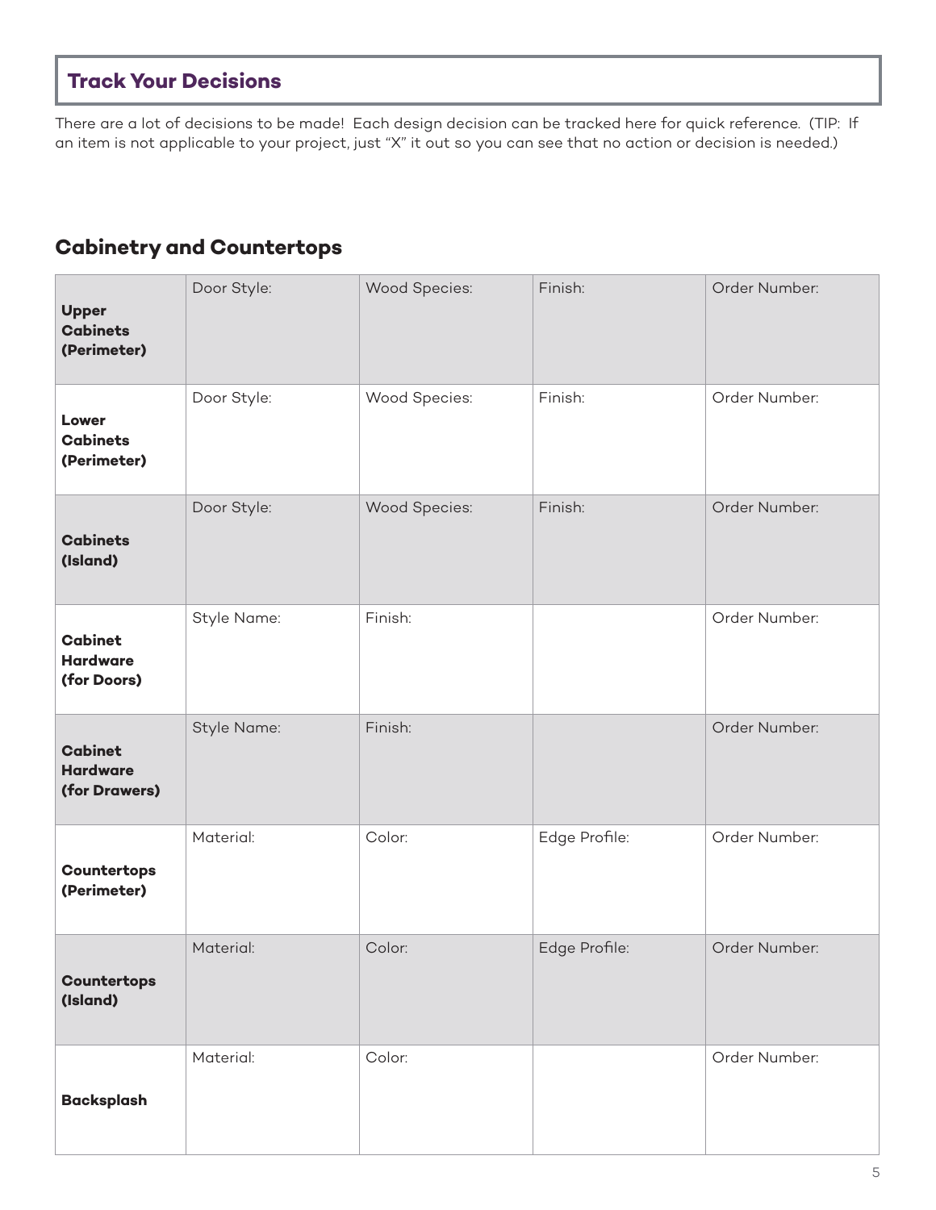## Track Your Decisions

There are a lot of decisions to be made! Each design decision can be tracked here for quick reference. (TIP: If an item is not applicable to your project, just "X" it out so you can see that no action or decision is needed.)

### Cabinetry and Countertops

| | | | | |
|---|---|---|---|---|
| **Upper Cabinets (Perimeter)** | Door Style: | Wood Species: | Finish: | Order Number: |
| **Lower Cabinets (Perimeter)** | Door Style: | Wood Species: | Finish: | Order Number: |
| **Cabinets (Island)** | Door Style: | Wood Species: | Finish: | Order Number: |
| **Cabinet Hardware (for Doors)** | Style Name: | Finish: | | Order Number: |
| **Cabinet Hardware (for Drawers)** | Style Name: | Finish: | | Order Number: |
| **Countertops (Perimeter)** | Material: | Color: | Edge Profile: | Order Number: |
| **Countertops (Island)** | Material: | Color: | Edge Profile: | Order Number: |
| **Backsplash** | Material: | Color: | | Order Number: |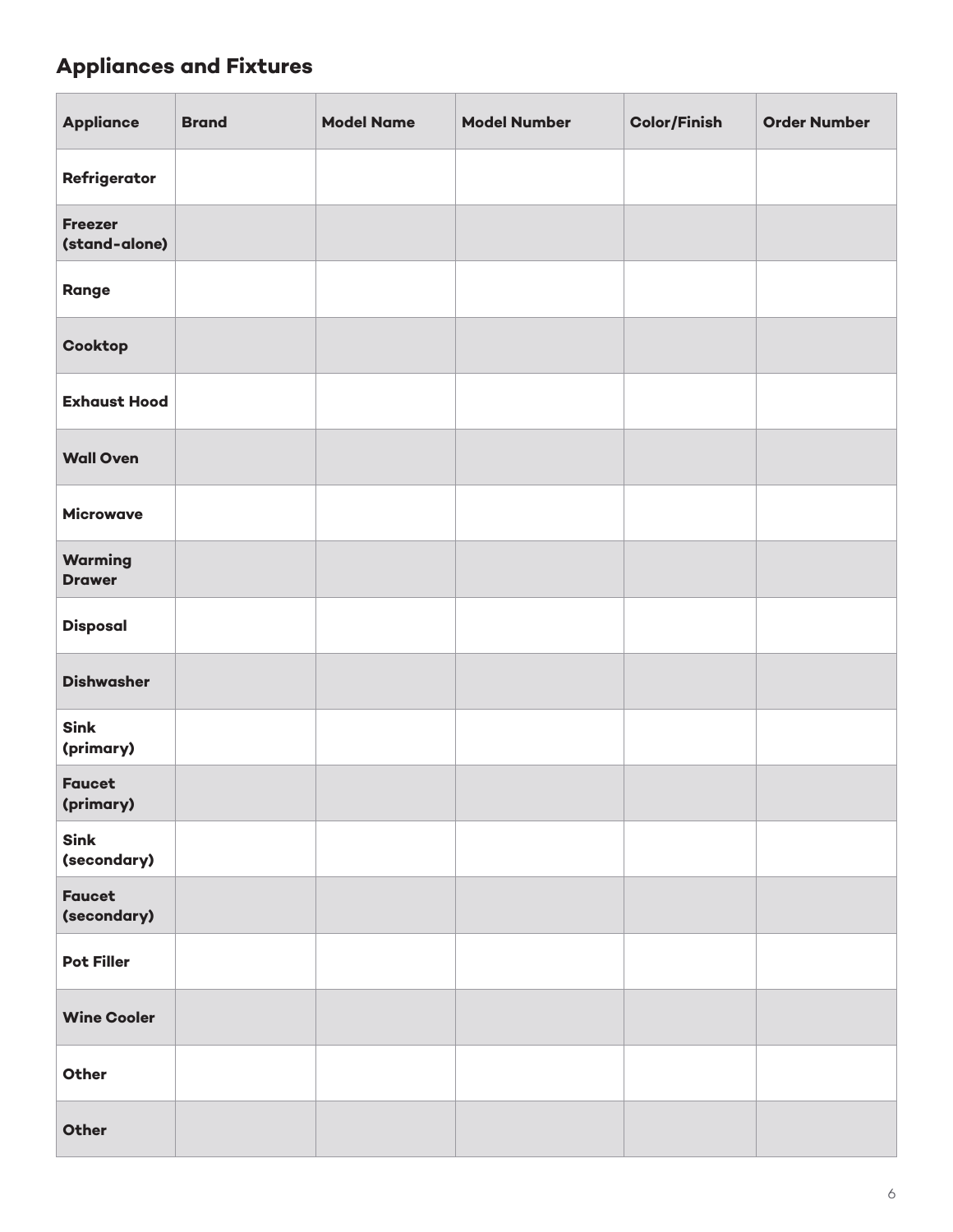## Appliances and Fixtures

| Appliance | Brand | Model Name | Model Number | Color/Finish | Order Number |
| --- | --- | --- | --- | --- | --- |
| **Refrigerator** | | | | | |
| **Freezer (stand-alone)** | | | | | |
| **Range** | | | | | |
| **Cooktop** | | | | | |
| **Exhaust Hood** | | | | | |
| **Wall Oven** | | | | | |
| **Microwave** | | | | | |
| **Warming Drawer** | | | | | |
| **Disposal** | | | | | |
| **Dishwasher** | | | | | |
| **Sink (primary)** | | | | | |
| **Faucet (primary)** | | | | | |
| **Sink (secondary)** | | | | | |
| **Faucet (secondary)** | | | | | |
| **Pot Filler** | | | | | |
| **Wine Cooler** | | | | | |
| **Other** | | | | | |
| **Other** | | | | | |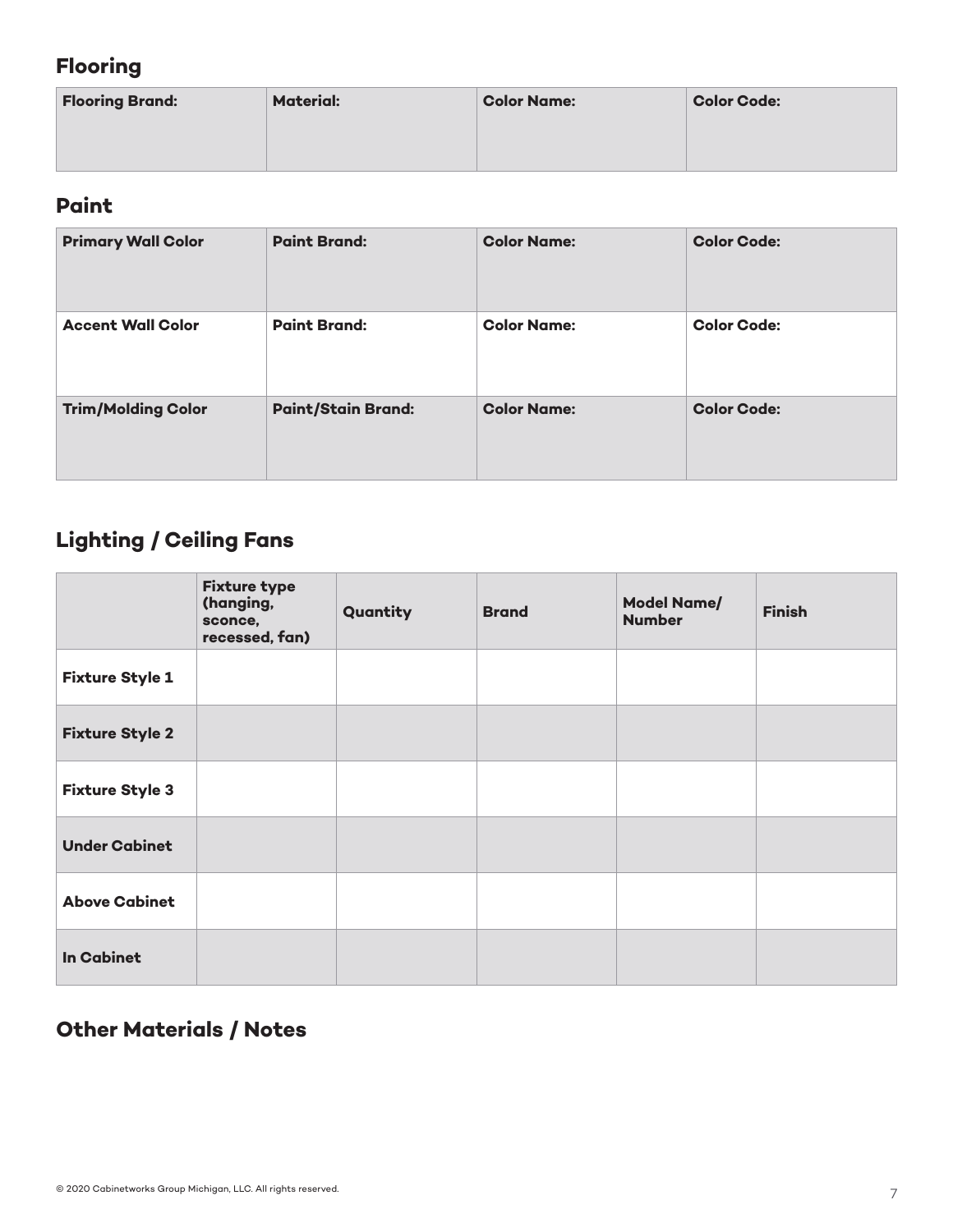## Flooring

| Flooring Brand: | Material: | Color Name: | Color Code: |
|---|---|---|---|
| | | | |

## Paint

| | | | |
|---|---|---|---|
| **Primary Wall Color** | **Paint Brand:** | **Color Name:** | **Color Code:** |
| **Accent Wall Color** | **Paint Brand:** | **Color Name:** | **Color Code:** |
| **Trim/Molding Color** | **Paint/Stain Brand:** | **Color Name:** | **Color Code:** |

## Lighting / Ceiling Fans

| | Fixture type (hanging, sconce, recessed, fan) | Quantity | Brand | Model Name/ Number | Finish |
|---|---|---|---|---|---|
| **Fixture Style 1** | | | | | |
| **Fixture Style 2** | | | | | |
| **Fixture Style 3** | | | | | |
| **Under Cabinet** | | | | | |
| **Above Cabinet** | | | | | |
| **In Cabinet** | | | | | |

## Other Materials / Notes

© 2020 Cabinetworks Group Michigan, LLC. All rights reserved.